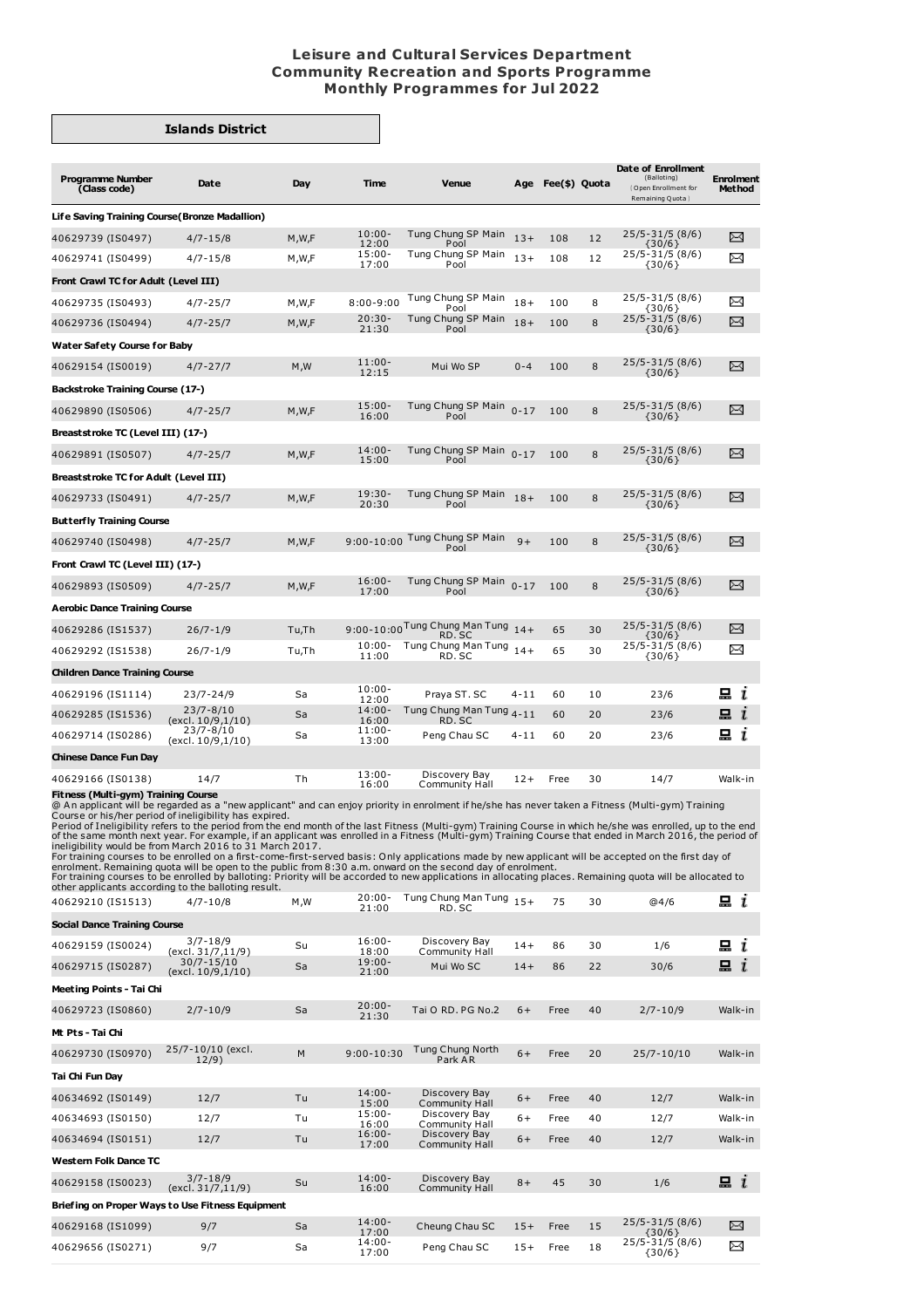# Leisure and Cultural Services Department
## Community Recreation and Sports Programme
## Monthly Programmes for Jul 2022

### Islands District

| Programme Number (Class code) | Date | Day | Time | Venue | Age | Fee($) | Quota | Date of Enrollment (Balloting) {Open Enrollment for Remaining Quota} | Enrolment Method |
|---|---|---|---|---|---|---|---|---|---|
| **Life Saving Training Course(Bronze Madallion)** | | | | | | | | | |
| 40629739 (IS0497) | 4/7-15/8 | M,W,F | 10:00-12:00 | Tung Chung SP Main Pool | 13+ | 108 | 12 | 25/5-31/5 (8/6) {30/6} | ✉ |
| 40629741 (IS0499) | 4/7-15/8 | M,W,F | 15:00-17:00 | Tung Chung SP Main Pool | 13+ | 108 | 12 | 25/5-31/5 (8/6) {30/6} | ✉ |
| **Front Crawl TC for Adult (Level III)** | | | | | | | | | |
| 40629735 (IS0493) | 4/7-25/7 | M,W,F | 8:00-9:00 | Tung Chung SP Main Pool | 18+ | 100 | 8 | 25/5-31/5 (8/6) {30/6} | ✉ |
| 40629736 (IS0494) | 4/7-25/7 | M,W,F | 20:30-21:30 | Tung Chung SP Main Pool | 18+ | 100 | 8 | 25/5-31/5 (8/6) {30/6} | ✉ |
| **Water Safety Course for Baby** | | | | | | | | | |
| 40629154 (IS0019) | 4/7-27/7 | M,W | 11:00-12:15 | Mui Wo SP | 0-4 | 100 | 8 | 25/5-31/5 (8/6) {30/6} | ✉ |
| **Backstroke Training Course (17-)** | | | | | | | | | |
| 40629890 (IS0506) | 4/7-25/7 | M,W,F | 15:00-16:00 | Tung Chung SP Main Pool | 0-17 | 100 | 8 | 25/5-31/5 (8/6) {30/6} | ✉ |
| **Breaststroke TC (Level III) (17-)** | | | | | | | | | |
| 40629891 (IS0507) | 4/7-25/7 | M,W,F | 14:00-15:00 | Tung Chung SP Main Pool | 0-17 | 100 | 8 | 25/5-31/5 (8/6) {30/6} | ✉ |
| **Breaststroke TC for Adult (Level III)** | | | | | | | | | |
| 40629733 (IS0491) | 4/7-25/7 | M,W,F | 19:30-20:30 | Tung Chung SP Main Pool | 18+ | 100 | 8 | 25/5-31/5 (8/6) {30/6} | ✉ |
| **Butterfly Training Course** | | | | | | | | | |
| 40629740 (IS0498) | 4/7-25/7 | M,W,F | 9:00-10:00 | Tung Chung SP Main Pool | 9+ | 100 | 8 | 25/5-31/5 (8/6) {30/6} | ✉ |
| **Front Crawl TC (Level III) (17-)** | | | | | | | | | |
| 40629893 (IS0509) | 4/7-25/7 | M,W,F | 16:00-17:00 | Tung Chung SP Main Pool | 0-17 | 100 | 8 | 25/5-31/5 (8/6) {30/6} | ✉ |
| **Aerobic Dance Training Course** | | | | | | | | | |
| 40629286 (IS1537) | 26/7-1/9 | Tu,Th | 9:00-10:00 | Tung Chung Man Tung RD. SC | 14+ | 65 | 30 | 25/5-31/5 (8/6) {30/6} | ✉ |
| 40629292 (IS1538) | 26/7-1/9 | Tu,Th | 10:00-11:00 | Tung Chung Man Tung RD. SC | 14+ | 65 | 30 | 25/5-31/5 (8/6) {30/6} | ✉ |
| **Children Dance Training Course** | | | | | | | | | |
| 40629196 (IS1114) | 23/7-24/9 | Sa | 10:00-12:00 | Praya ST. SC | 4-11 | 60 | 10 | 23/6 | 💻 i |
| 40629285 (IS1536) | 23/7-8/10 (excl. 10/9,1/10) | Sa | 14:00-16:00 | Tung Chung Man Tung RD. SC | 4-11 | 60 | 20 | 23/6 | 💻 i |
| 40629714 (IS0286) | 23/7-8/10 (excl. 10/9,1/10) | Sa | 11:00-13:00 | Peng Chau SC | 4-11 | 60 | 20 | 23/6 | 💻 i |
| **Chinese Dance Fun Day** | | | | | | | | | |
| 40629166 (IS0138) | 14/7 | Th | 13:00-16:00 | Discovery Bay Community Hall | 12+ | Free | 30 | 14/7 | Walk-in |
| **Fitness (Multi-gym) Training Course** | | | | | | | | | |
| 40629210 (IS1513) | 4/7-10/8 | M,W | 20:00-21:00 | Tung Chung Man Tung RD. SC | 15+ | 75 | 30 | @4/6 | 💻 i |
| **Social Dance Training Course** | | | | | | | | | |
| 40629159 (IS0024) | 3/7-18/9 (excl. 31/7,11/9) | Su | 16:00-18:00 | Discovery Bay Community Hall | 14+ | 86 | 30 | 1/6 | 💻 i |
| 40629715 (IS0287) | 30/7-15/10 (excl. 10/9,1/10) | Sa | 19:00-21:00 | Mui Wo SC | 14+ | 86 | 22 | 30/6 | 💻 i |
| **Meeting Points - Tai Chi** | | | | | | | | | |
| 40629723 (IS0860) | 2/7-10/9 | Sa | 20:00-21:30 | Tai O RD. PG No.2 | 6+ | Free | 40 | 2/7-10/9 | Walk-in |
| **Mt Pts - Tai Chi** | | | | | | | | | |
| 40629730 (IS0970) | 25/7-10/10 (excl. 12/9) | M | 9:00-10:30 | Tung Chung North Park AR | 6+ | Free | 20 | 25/7-10/10 | Walk-in |
| **Tai Chi Fun Day** | | | | | | | | | |
| 40634692 (IS0149) | 12/7 | Tu | 14:00-15:00 | Discovery Bay Community Hall | 6+ | Free | 40 | 12/7 | Walk-in |
| 40634693 (IS0150) | 12/7 | Tu | 15:00-16:00 | Discovery Bay Community Hall | 6+ | Free | 40 | 12/7 | Walk-in |
| 40634694 (IS0151) | 12/7 | Tu | 16:00-17:00 | Discovery Bay Community Hall | 6+ | Free | 40 | 12/7 | Walk-in |
| **Western Folk Dance TC** | | | | | | | | | |
| 40629158 (IS0023) | 3/7-18/9 (excl. 31/7,11/9) | Su | 14:00-16:00 | Discovery Bay Community Hall | 8+ | 45 | 30 | 1/6 | 💻 i |
| **Briefing on Proper Ways to Use Fitness Equipment** | | | | | | | | | |
| 40629168 (IS1099) | 9/7 | Sa | 14:00-17:00 | Cheung Chau SC | 15+ | Free | 15 | 25/5-31/5 (8/6) {30/6} | ✉ |
| 40629656 (IS0271) | 9/7 | Sa | 14:00-17:00 | Peng Chau SC | 15+ | Free | 18 | 25/5-31/5 (8/6) {30/6} | ✉ |

**Fitness (Multi-gym) Training Course notes:**

@ An applicant will be regarded as a "new applicant" and can enjoy priority in enrolment if he/she has never taken a Fitness (Multi-gym) Training Course or his/her period of ineligibility has expired.

Period of Ineligibility refers to the period from the end month of the last Fitness (Multi-gym) Training Course in which he/she was enrolled, up to the end of the same month next year. For example, if an applicant was enrolled in a Fitness (Multi-gym) Training Course that ended in March 2016, the period of ineligibility would be from March 2016 to 31 March 2017.

For training courses to be enrolled on a first-come-first-served basis: Only applications made by new applicant will be accepted on the first day of enrolment. Remaining quota will be open to the public from 8:30 a.m. onward on the second day of enrolment.

For training courses to be enrolled by balloting: Priority will be accorded to new applications in allocating places. Remaining quota will be allocated to other applicants according to the balloting result.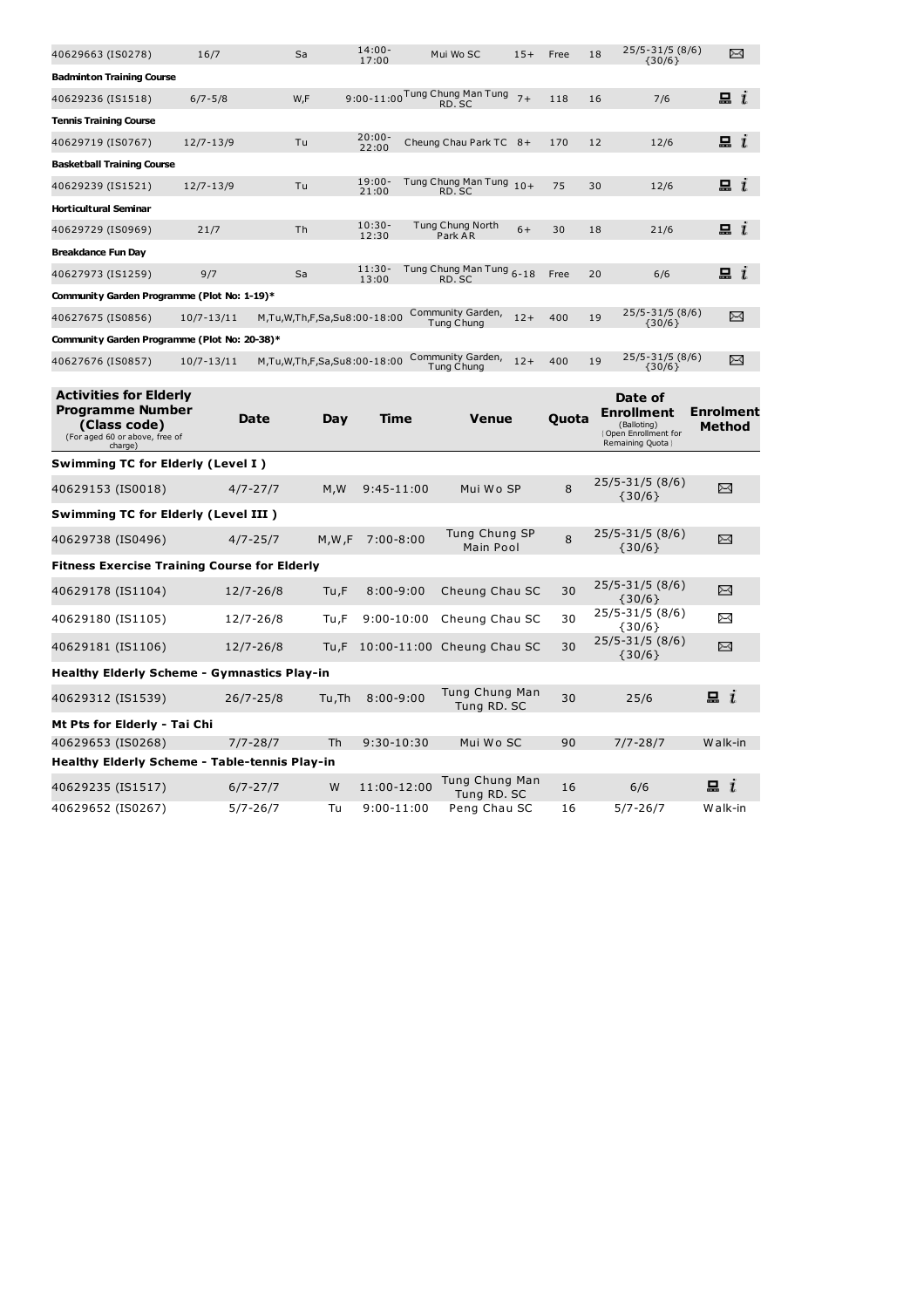| | | | | | | | | | |
|---|---|---|---|---|---|---|---|---|---|
| 40629663 (IS0278) | 16/7 | Sa | 14:00-17:00 | Mui Wo SC | 15+ | Free | 18 | 25/5-31/5 (8/6) {30/6} | ✉ |
| **Badminton Training Course** | | | | | | | | | |
| 40629236 (IS1518) | 6/7-5/8 | W,F | 9:00-11:00 | Tung Chung Man Tung RD. SC | 7+ | 118 | 16 | 7/6 | 💻 *i* |
| **Tennis Training Course** | | | | | | | | | |
| 40629719 (IS0767) | 12/7-13/9 | Tu | 20:00-22:00 | Cheung Chau Park TC | 8+ | 170 | 12 | 12/6 | 💻 *i* |
| **Basketball Training Course** | | | | | | | | | |
| 40629239 (IS1521) | 12/7-13/9 | Tu | 19:00-21:00 | Tung Chung Man Tung RD. SC | 10+ | 75 | 30 | 12/6 | 💻 *i* |
| **Horticultural Seminar** | | | | | | | | | |
| 40629729 (IS0969) | 21/7 | Th | 10:30-12:30 | Tung Chung North Park AR | 6+ | 30 | 18 | 21/6 | 💻 *i* |
| **Breakdance Fun Day** | | | | | | | | | |
| 40627973 (IS1259) | 9/7 | Sa | 11:30-13:00 | Tung Chung Man Tung RD. SC | 6-18 | Free | 20 | 6/6 | 💻 *i* |
| **Community Garden Programme (Plot No: 1-19)*** | | | | | | | | | |
| 40627675 (IS0856) | 10/7-13/11 | M,Tu,W,Th,F,Sa,Su | 8:00-18:00 | Community Garden, Tung Chung | 12+ | 400 | 19 | 25/5-31/5 (8/6) {30/6} | ✉ |
| **Community Garden Programme (Plot No: 20-38)*** | | | | | | | | | |
| 40627676 (IS0857) | 10/7-13/11 | M,Tu,W,Th,F,Sa,Su | 8:00-18:00 | Community Garden, Tung Chung | 12+ | 400 | 19 | 25/5-31/5 (8/6) {30/6} | ✉ |

| **Activities for Elderly Programme Number (Class code)** (For aged 60 or above, free of charge) | **Date** | **Day** | **Time** | **Venue** | **Quota** | **Date of Enrollment** (Balloting) (Open Enrollment for Remaining Quota) | **Enrolment Method** |
|---|---|---|---|---|---|---|---|
| **Swimming TC for Elderly (Level I )** | | | | | | | |
| 40629153 (IS0018) | 4/7-27/7 | M,W | 9:45-11:00 | Mui Wo SP | 8 | 25/5-31/5 (8/6) {30/6} | ✉ |
| **Swimming TC for Elderly (Level III )** | | | | | | | |
| 40629738 (IS0496) | 4/7-25/7 | M,W,F | 7:00-8:00 | Tung Chung SP Main Pool | 8 | 25/5-31/5 (8/6) {30/6} | ✉ |
| **Fitness Exercise Training Course for Elderly** | | | | | | | |
| 40629178 (IS1104) | 12/7-26/8 | Tu,F | 8:00-9:00 | Cheung Chau SC | 30 | 25/5-31/5 (8/6) {30/6} | ✉ |
| 40629180 (IS1105) | 12/7-26/8 | Tu,F | 9:00-10:00 | Cheung Chau SC | 30 | 25/5-31/5 (8/6) {30/6} | ✉ |
| 40629181 (IS1106) | 12/7-26/8 | Tu,F | 10:00-11:00 | Cheung Chau SC | 30 | 25/5-31/5 (8/6) {30/6} | ✉ |
| **Healthy Elderly Scheme - Gymnastics Play-in** | | | | | | | |
| 40629312 (IS1539) | 26/7-25/8 | Tu,Th | 8:00-9:00 | Tung Chung Man Tung RD. SC | 30 | 25/6 | 💻 *i* |
| **Mt Pts for Elderly - Tai Chi** | | | | | | | |
| 40629653 (IS0268) | 7/7-28/7 | Th | 9:30-10:30 | Mui Wo SC | 90 | 7/7-28/7 | Walk-in |
| **Healthy Elderly Scheme - Table-tennis Play-in** | | | | | | | |
| 40629235 (IS1517) | 6/7-27/7 | W | 11:00-12:00 | Tung Chung Man Tung RD. SC | 16 | 6/6 | 💻 *i* |
| 40629652 (IS0267) | 5/7-26/7 | Tu | 9:00-11:00 | Peng Chau SC | 16 | 5/7-26/7 | Walk-in |